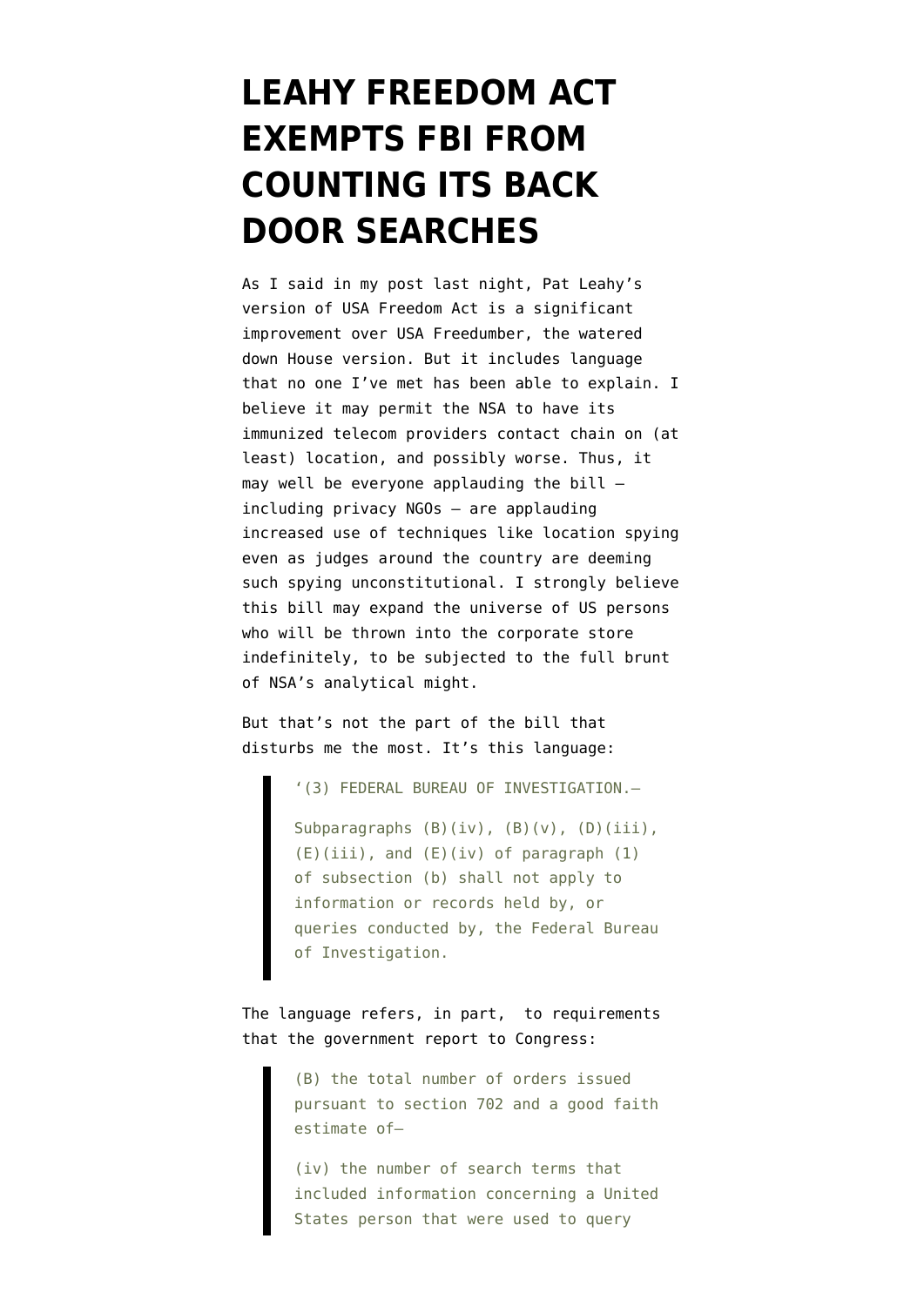# LEAHY FREEDOM ACT EXEMPTS FBI FROM COUNTING ITS BACK DOOR SEARCHES

As I said in my post last night, Pat Leahy's version of USA Freedom Act is a significant improvement over USA Freedumber, the watered down House version. But it includes language that no one I've met has been able to explain. I believe it may permit the NSA to have its immunized telecom providers contact chain on (at least) location, and possibly worse. Thus, it may well be everyone applauding the bill — including privacy NGOs — are applauding increased use of techniques like location spying even as judges around the country are deeming such spying unconstitutional. I strongly believe this bill may expand the universe of US persons who will be thrown into the corporate store indefinitely, to be subjected to the full brunt of NSA's analytical might.

But that's not the part of the bill that disturbs me the most. It's this language:

> '(3) FEDERAL BUREAU OF INVESTIGATION.—
>
> Subparagraphs (B)(iv), (B)(v), (D)(iii), (E)(iii), and (E)(iv) of paragraph (1) of subsection (b) shall not apply to information or records held by, or queries conducted by, the Federal Bureau of Investigation.

The language refers, in part, to requirements that the government report to Congress:

> (B) the total number of orders issued pursuant to section 702 and a good faith estimate of—
>
> (iv) the number of search terms that included information concerning a United States person that were used to query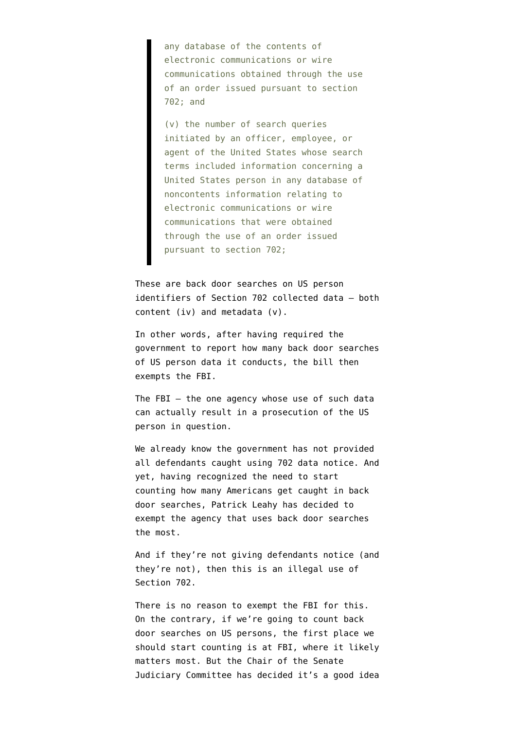> any database of the contents of electronic communications or wire communications obtained through the use of an order issued pursuant to section 702; and
>
> (v) the number of search queries initiated by an officer, employee, or agent of the United States whose search terms included information concerning a United States person in any database of noncontents information relating to electronic communications or wire communications that were obtained through the use of an order issued pursuant to section 702;

These are back door searches on US person identifiers of Section 702 collected data — both content (iv) and metadata (v).

In other words, after having required the government to report how many back door searches of US person data it conducts, the bill then exempts the FBI.

The FBI — the one agency whose use of such data can actually result in a prosecution of the US person in question.

We already know the government has not provided all defendants caught using 702 data notice. And yet, having recognized the need to start counting how many Americans get caught in back door searches, Patrick Leahy has decided to exempt the agency that uses back door searches the most.

And if they're not giving defendants notice (and they're not), then this is an illegal use of Section 702.

There is no reason to exempt the FBI for this. On the contrary, if we're going to count back door searches on US persons, the first place we should start counting is at FBI, where it likely matters most. But the Chair of the Senate Judiciary Committee has decided it's a good idea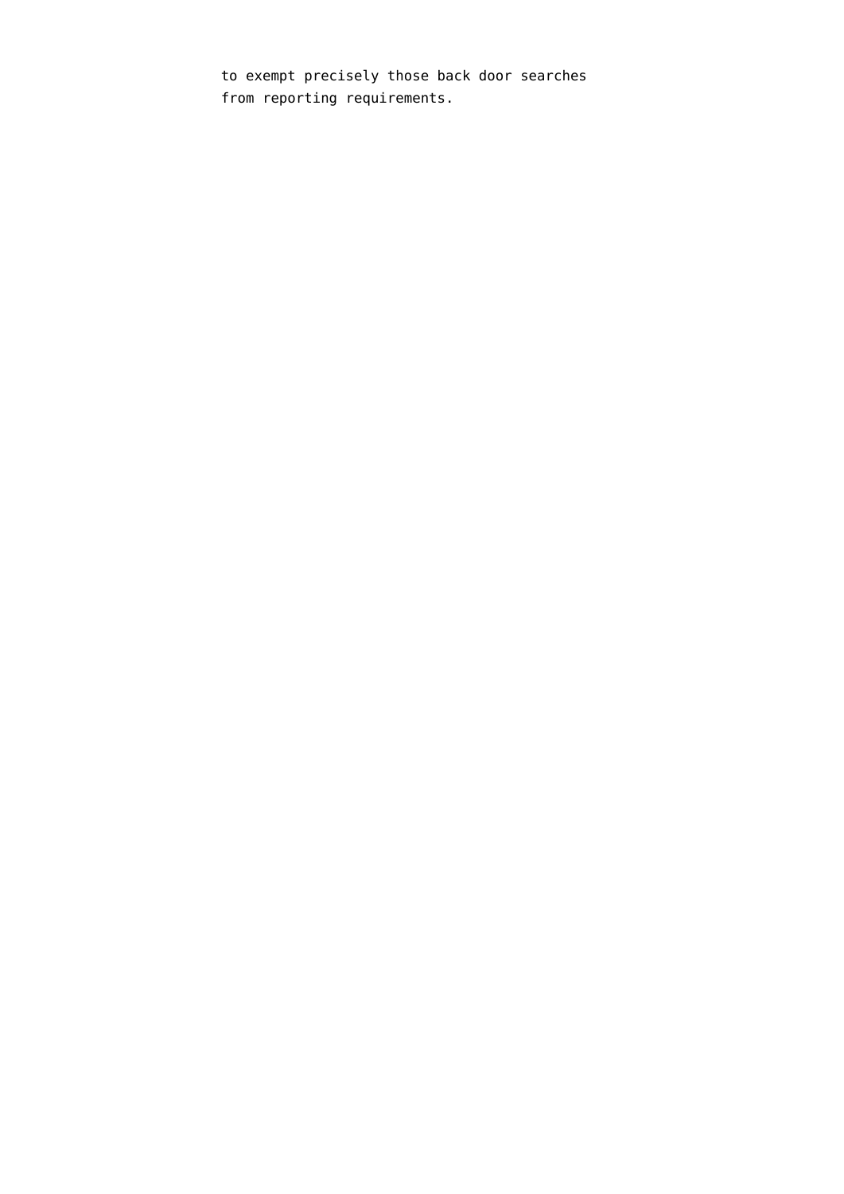to exempt precisely those back door searches from reporting requirements.